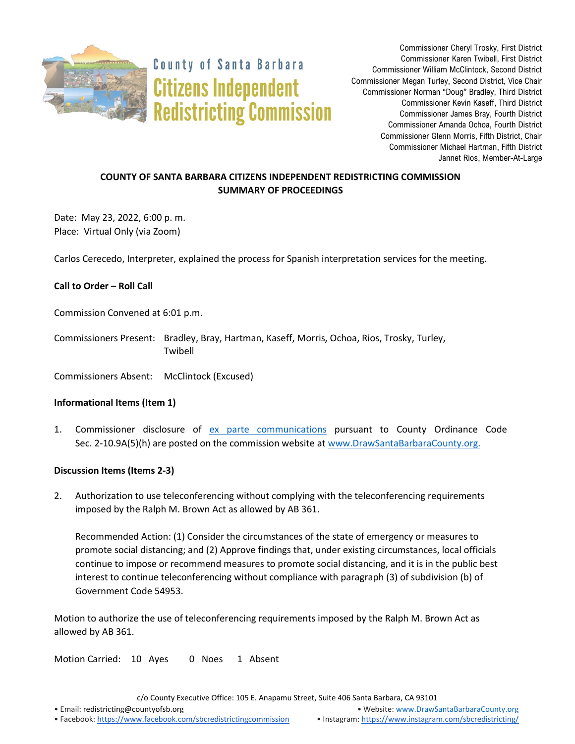County of Santa Barbara

**Citizens Independent Redistricting Commission**

Commissioner Cheryl Trosky, First District
Commissioner Karen Twibell, First District
Commissioner William McClintock, Second District
Commissioner Megan Turley, Second District, Vice Chair
Commissioner Norman "Doug" Bradley, Third District
Commissioner Kevin Kaseff, Third District
Commissioner James Bray, Fourth District
Commissioner Amanda Ochoa, Fourth District
Commissioner Glenn Morris, Fifth District, Chair
Commissioner Michael Hartman, Fifth District
Jannet Rios, Member-At-Large

**COUNTY OF SANTA BARBARA CITIZENS INDEPENDENT REDISTRICTING COMMISSION**
**SUMMARY OF PROCEEDINGS**

Date: May 23, 2022, 6:00 p. m.
Place: Virtual Only (via Zoom)

Carlos Cerecedo, Interpreter, explained the process for Spanish interpretation services for the meeting.

**Call to Order – Roll Call**

Commission Convened at 6:01 p.m.

Commissioners Present: Bradley, Bray, Hartman, Kaseff, Morris, Ochoa, Rios, Trosky, Turley, Twibell

Commissioners Absent: McClintock (Excused)

**Informational Items (Item 1)**

1. Commissioner disclosure of ex parte communications pursuant to County Ordinance Code Sec. 2-10.9A(5)(h) are posted on the commission website at www.DrawSantaBarbaraCounty.org.

**Discussion Items (Items 2-3)**

2. Authorization to use teleconferencing without complying with the teleconferencing requirements imposed by the Ralph M. Brown Act as allowed by AB 361.

   Recommended Action: (1) Consider the circumstances of the state of emergency or measures to promote social distancing; and (2) Approve findings that, under existing circumstances, local officials continue to impose or recommend measures to promote social distancing, and it is in the public best interest to continue teleconferencing without compliance with paragraph (3) of subdivision (b) of Government Code 54953.

Motion to authorize the use of teleconferencing requirements imposed by the Ralph M. Brown Act as allowed by AB 361.

Motion Carried: 10 Ayes 0 Noes 1 Absent

c/o County Executive Office: 105 E. Anapamu Street, Suite 406 Santa Barbara, CA 93101
• Email: redistricting@countyofsb.org • Website: www.DrawSantaBarbaraCounty.org
• Facebook: https://www.facebook.com/sbcredistrictingcommission • Instagram: https://www.instagram.com/sbcredistricting/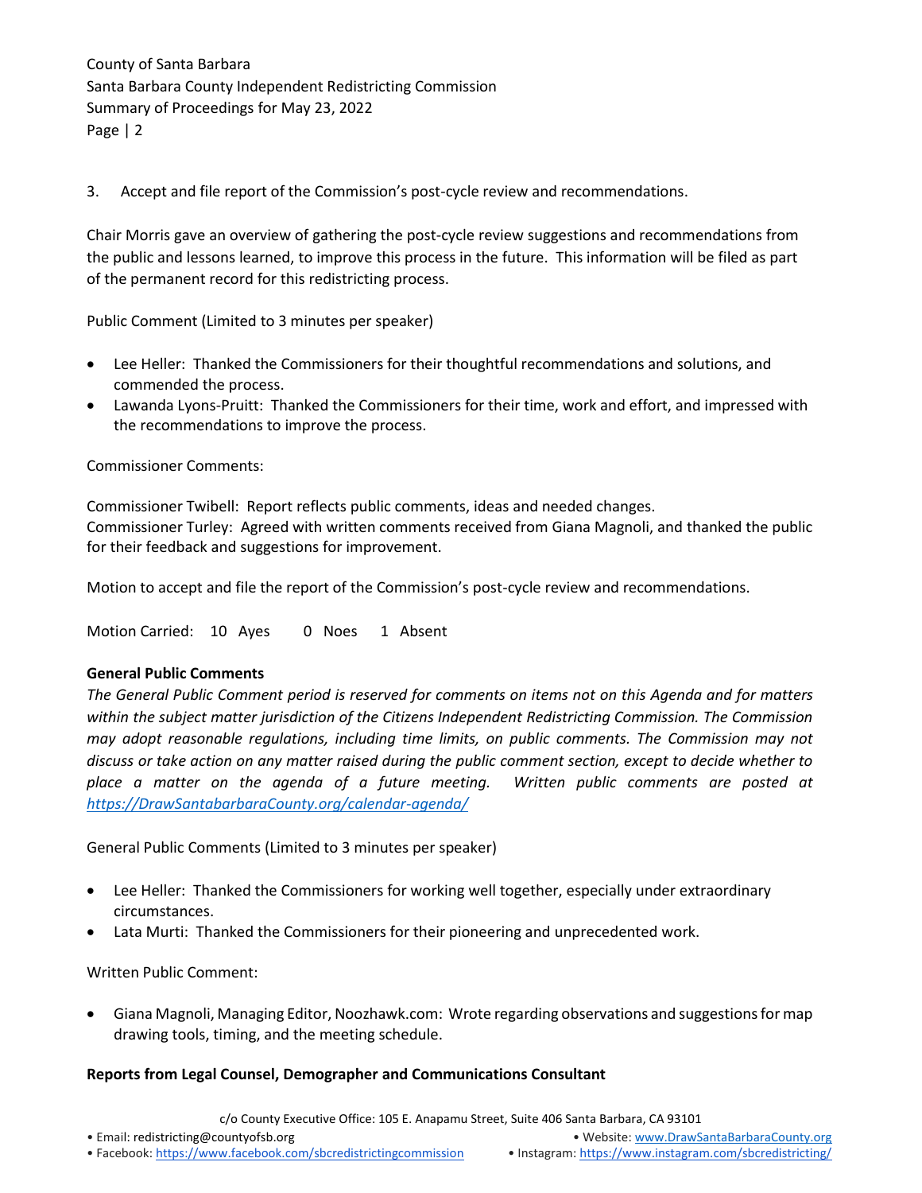3. Accept and file report of the Commission's post-cycle review and recommendations.

Chair Morris gave an overview of gathering the post-cycle review suggestions and recommendations from the public and lessons learned, to improve this process in the future. This information will be filed as part of the permanent record for this redistricting process.

Public Comment (Limited to 3 minutes per speaker)

- Lee Heller: Thanked the Commissioners for their thoughtful recommendations and solutions, and commended the process.
- Lawanda Lyons-Pruitt: Thanked the Commissioners for their time, work and effort, and impressed with the recommendations to improve the process.

Commissioner Comments:

Commissioner Twibell: Report reflects public comments, ideas and needed changes.
Commissioner Turley: Agreed with written comments received from Giana Magnoli, and thanked the public for their feedback and suggestions for improvement.

Motion to accept and file the report of the Commission's post-cycle review and recommendations.

Motion Carried: 10 Ayes 0 Noes 1 Absent

**General Public Comments**

*The General Public Comment period is reserved for comments on items not on this Agenda and for matters within the subject matter jurisdiction of the Citizens Independent Redistricting Commission. The Commission may adopt reasonable regulations, including time limits, on public comments. The Commission may not discuss or take action on any matter raised during the public comment section, except to decide whether to place a matter on the agenda of a future meeting. Written public comments are posted at https://DrawSantabarbaraCounty.org/calendar-agenda/*

General Public Comments (Limited to 3 minutes per speaker)

- Lee Heller: Thanked the Commissioners for working well together, especially under extraordinary circumstances.
- Lata Murti: Thanked the Commissioners for their pioneering and unprecedented work.

Written Public Comment:

- Giana Magnoli, Managing Editor, Noozhawk.com: Wrote regarding observations and suggestions for map drawing tools, timing, and the meeting schedule.

**Reports from Legal Counsel, Demographer and Communications Consultant**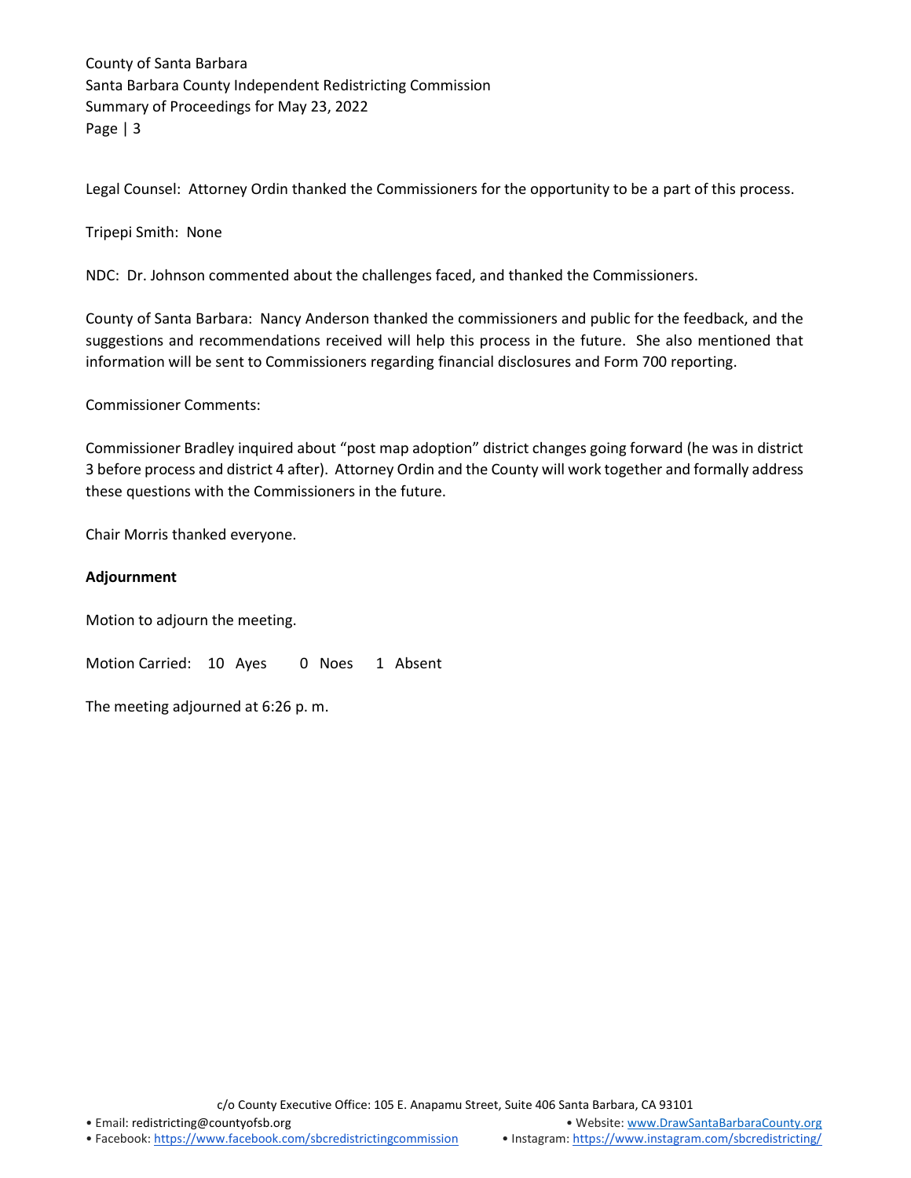Legal Counsel: Attorney Ordin thanked the Commissioners for the opportunity to be a part of this process.

Tripepi Smith: None

NDC: Dr. Johnson commented about the challenges faced, and thanked the Commissioners.

County of Santa Barbara: Nancy Anderson thanked the commissioners and public for the feedback, and the suggestions and recommendations received will help this process in the future. She also mentioned that information will be sent to Commissioners regarding financial disclosures and Form 700 reporting.

Commissioner Comments:

Commissioner Bradley inquired about "post map adoption" district changes going forward (he was in district 3 before process and district 4 after). Attorney Ordin and the County will work together and formally address these questions with the Commissioners in the future.

Chair Morris thanked everyone.

**Adjournment**

Motion to adjourn the meeting.

Motion Carried: 10 Ayes 0 Noes 1 Absent

The meeting adjourned at 6:26 p. m.

c/o County Executive Office: 105 E. Anapamu Street, Suite 406 Santa Barbara, CA 93101

- Email: redistricting@countyofsb.org
- Website: www.DrawSantaBarbaraCounty.org
- Facebook: https://www.facebook.com/sbcredistrictingcommission
- Instagram: https://www.instagram.com/sbcredistricting/